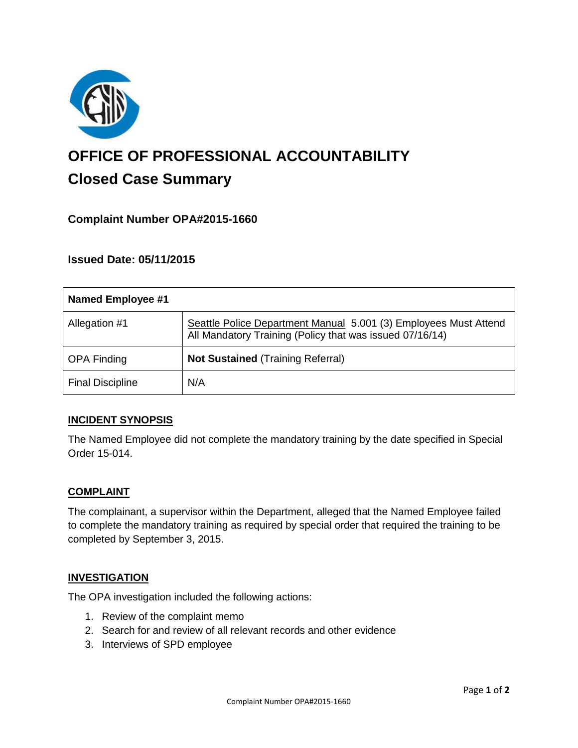# OFFICE OF PROFESSIONAL ACCOUNTABILITY

## Closed Case Summary

### Complaint Number OPA#2015-1660

### Issued Date: 05/11/2015

| Named Employee #1 | |
|---|---|
| Allegation #1 | Seattle Police Department Manual 5.001 (3) Employees Must Attend All Mandatory Training (Policy that was issued 07/16/14) |
| OPA Finding | **Not Sustained** (Training Referral) |
| Final Discipline | N/A |

#### INCIDENT SYNOPSIS

The Named Employee did not complete the mandatory training by the date specified in Special Order 15-014.

#### COMPLAINT

The complainant, a supervisor within the Department, alleged that the Named Employee failed to complete the mandatory training as required by special order that required the training to be completed by September 3, 2015.

#### INVESTIGATION

The OPA investigation included the following actions:

1. Review of the complaint memo
2. Search for and review of all relevant records and other evidence
3. Interviews of SPD employee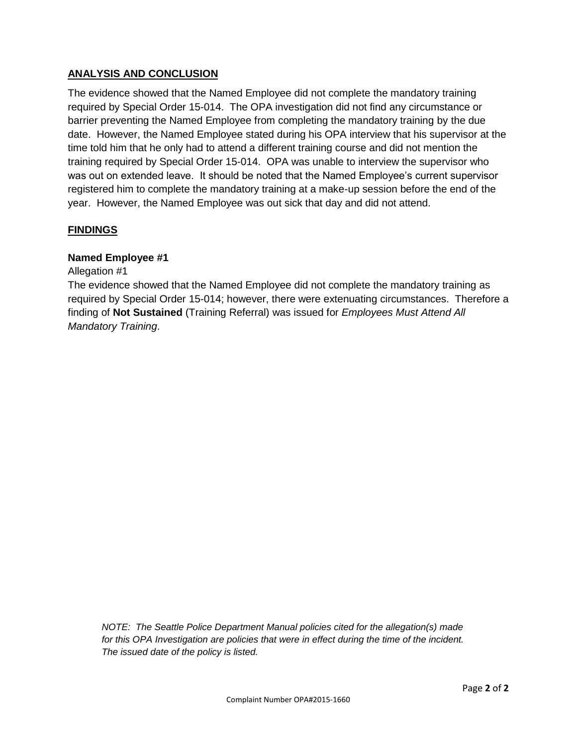## ANALYSIS AND CONCLUSION

The evidence showed that the Named Employee did not complete the mandatory training required by Special Order 15-014. The OPA investigation did not find any circumstance or barrier preventing the Named Employee from completing the mandatory training by the due date. However, the Named Employee stated during his OPA interview that his supervisor at the time told him that he only had to attend a different training course and did not mention the training required by Special Order 15-014. OPA was unable to interview the supervisor who was out on extended leave. It should be noted that the Named Employee's current supervisor registered him to complete the mandatory training at a make-up session before the end of the year. However, the Named Employee was out sick that day and did not attend.

## FINDINGS

**Named Employee #1**

Allegation #1

The evidence showed that the Named Employee did not complete the mandatory training as required by Special Order 15-014; however, there were extenuating circumstances. Therefore a finding of **Not Sustained** (Training Referral) was issued for *Employees Must Attend All Mandatory Training*.

*NOTE: The Seattle Police Department Manual policies cited for the allegation(s) made for this OPA Investigation are policies that were in effect during the time of the incident. The issued date of the policy is listed.*

Complaint Number OPA#2015-1660